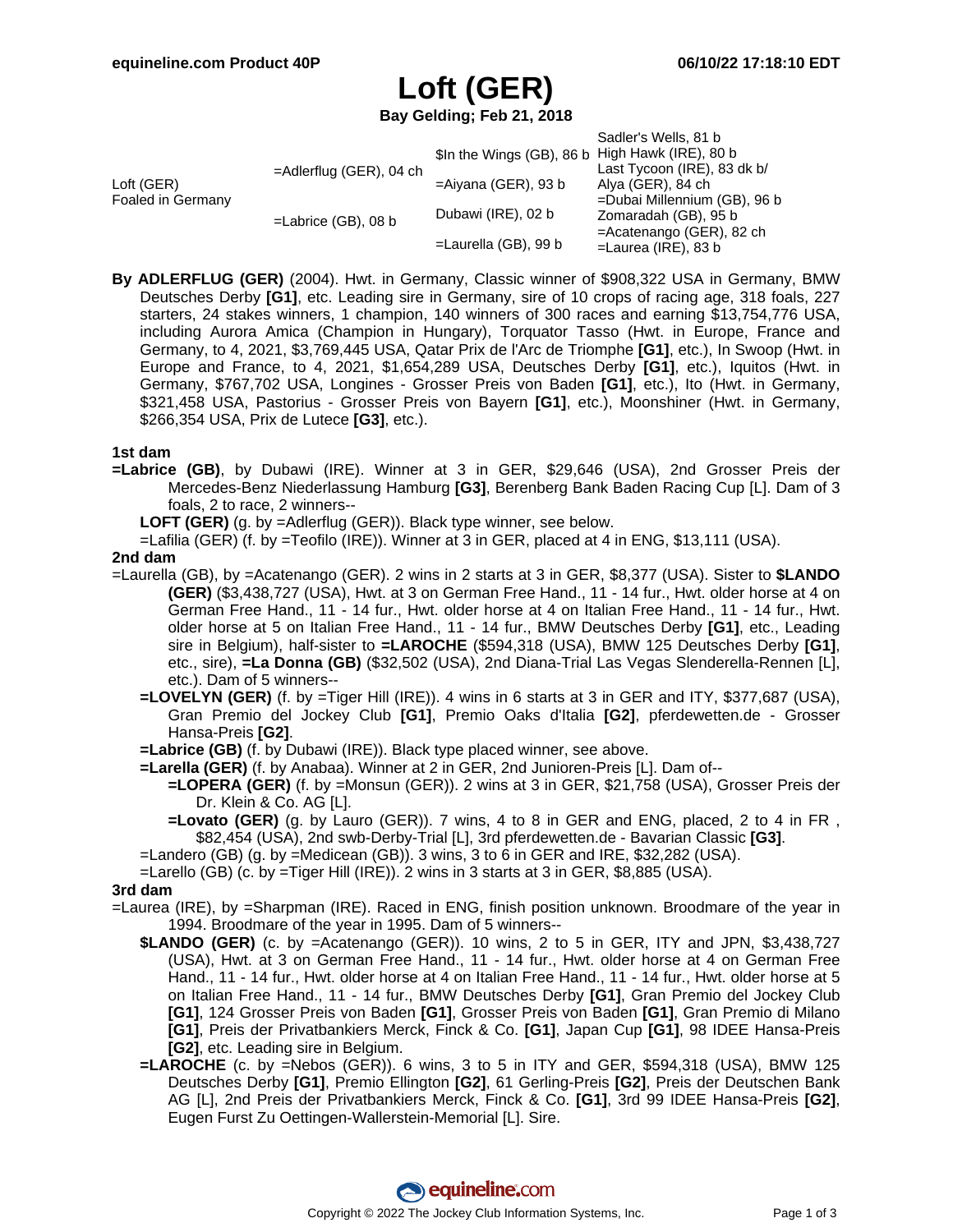# Loft (GER)

**Bay Gelding; Feb 21, 2018**

| | | | |
|---|---|---|---|
| Loft (GER) Foaled in Germany | =Adlerflug (GER), 04 ch | $In the Wings (GB), 86 b | Sadler's Wells, 81 b |
| | | | High Hawk (IRE), 80 b |
| | | =Aiyana (GER), 93 b | Last Tycoon (IRE), 83 dk b/ |
| | | | Alya (GER), 84 ch |
| | =Labrice (GB), 08 b | Dubawi (IRE), 02 b | =Dubai Millennium (GB), 96 b |
| | | | Zomaradah (GB), 95 b |
| | | =Laurella (GB), 99 b | =Acatenango (GER), 82 ch |
| | | | =Laurea (IRE), 83 b |

**By ADLERFLUG (GER)** (2004). Hwt. in Germany, Classic winner of $908,322 USA in Germany, BMW Deutsches Derby **[G1]**, etc. Leading sire in Germany, sire of 10 crops of racing age, 318 foals, 227 starters, 24 stakes winners, 1 champion, 140 winners of 300 races and earning $13,754,776 USA, including Aurora Amica (Champion in Hungary), Torquator Tasso (Hwt. in Europe, France and Germany, to 4, 2021, $3,769,445 USA, Qatar Prix de l'Arc de Triomphe **[G1]**, etc.), In Swoop (Hwt. in Europe and France, to 4, 2021, $1,654,289 USA, Deutsches Derby **[G1]**, etc.), Iquitos (Hwt. in Germany, $767,702 USA, Longines - Grosser Preis von Baden **[G1]**, etc.), Ito (Hwt. in Germany, $321,458 USA, Pastorius - Grosser Preis von Bayern **[G1]**, etc.), Moonshiner (Hwt. in Germany, $266,354 USA, Prix de Lutece **[G3]**, etc.).

### 1st dam

**=Labrice (GB)**, by Dubawi (IRE). Winner at 3 in GER, $29,646 (USA), 2nd Grosser Preis der Mercedes-Benz Niederlassung Hamburg **[G3]**, Berenberg Bank Baden Racing Cup [L]. Dam of 3 foals, 2 to race, 2 winners--

- **LOFT (GER)** (g. by =Adlerflug (GER)). Black type winner, see below.
- =Lafilia (GER) (f. by =Teofilo (IRE)). Winner at 3 in GER, placed at 4 in ENG, $13,111 (USA).

### 2nd dam

=Laurella (GB), by =Acatenango (GER). 2 wins in 2 starts at 3 in GER, $8,377 (USA). Sister to **$LANDO (GER)** ($3,438,727 (USA), Hwt. at 3 on German Free Hand., 11 - 14 fur., Hwt. older horse at 4 on German Free Hand., 11 - 14 fur., Hwt. older horse at 4 on Italian Free Hand., 11 - 14 fur., Hwt. older horse at 5 on Italian Free Hand., 11 - 14 fur., BMW Deutsches Derby **[G1]**, etc., Leading sire in Belgium), half-sister to **=LAROCHE** ($594,318 (USA), BMW 125 Deutsches Derby **[G1]**, etc., sire), **=La Donna (GB)** ($32,502 (USA), 2nd Diana-Trial Las Vegas Slenderella-Rennen [L], etc.). Dam of 5 winners--

- **=LOVELYN (GER)** (f. by =Tiger Hill (IRE)). 4 wins in 6 starts at 3 in GER and ITY, $377,687 (USA), Gran Premio del Jockey Club **[G1]**, Premio Oaks d'Italia **[G2]**, pferdewetten.de - Grosser Hansa-Preis **[G2]**.
- **=Labrice (GB)** (f. by Dubawi (IRE)). Black type placed winner, see above.
- **=Larella (GER)** (f. by Anabaa). Winner at 2 in GER, 2nd Junioren-Preis [L]. Dam of--
  - **=LOPERA (GER)** (f. by =Monsun (GER)). 2 wins at 3 in GER, $21,758 (USA), Grosser Preis der Dr. Klein & Co. AG [L].
  - **=Lovato (GER)** (g. by Lauro (GER)). 7 wins, 4 to 8 in GER and ENG, placed, 2 to 4 in FR , $82,454 (USA), 2nd swb-Derby-Trial [L], 3rd pferdewetten.de - Bavarian Classic **[G3]**.
- =Landero (GB) (g. by =Medicean (GB)). 3 wins, 3 to 6 in GER and IRE, $32,282 (USA).
- =Larello (GB) (c. by =Tiger Hill (IRE)). 2 wins in 3 starts at 3 in GER, $8,885 (USA).

### 3rd dam

=Laurea (IRE), by =Sharpman (IRE). Raced in ENG, finish position unknown. Broodmare of the year in 1994. Broodmare of the year in 1995. Dam of 5 winners--

- **$LANDO (GER)** (c. by =Acatenango (GER)). 10 wins, 2 to 5 in GER, ITY and JPN, $3,438,727 (USA), Hwt. at 3 on German Free Hand., 11 - 14 fur., Hwt. older horse at 4 on German Free Hand., 11 - 14 fur., Hwt. older horse at 4 on Italian Free Hand., 11 - 14 fur., Hwt. older horse at 5 on Italian Free Hand., 11 - 14 fur., BMW Deutsches Derby **[G1]**, Gran Premio del Jockey Club **[G1]**, 124 Grosser Preis von Baden **[G1]**, Grosser Preis von Baden **[G1]**, Gran Premio di Milano **[G1]**, Preis der Privatbankiers Merck, Finck & Co. **[G1]**, Japan Cup **[G1]**, 98 IDEE Hansa-Preis **[G2]**, etc. Leading sire in Belgium.
- **=LAROCHE** (c. by =Nebos (GER)). 6 wins, 3 to 5 in ITY and GER, $594,318 (USA), BMW 125 Deutsches Derby **[G1]**, Premio Ellington **[G2]**, 61 Gerling-Preis **[G2]**, Preis der Deutschen Bank AG [L], 2nd Preis der Privatbankiers Merck, Finck & Co. **[G1]**, 3rd 99 IDEE Hansa-Preis **[G2]**, Eugen Furst Zu Oettingen-Wallerstein-Memorial [L]. Sire.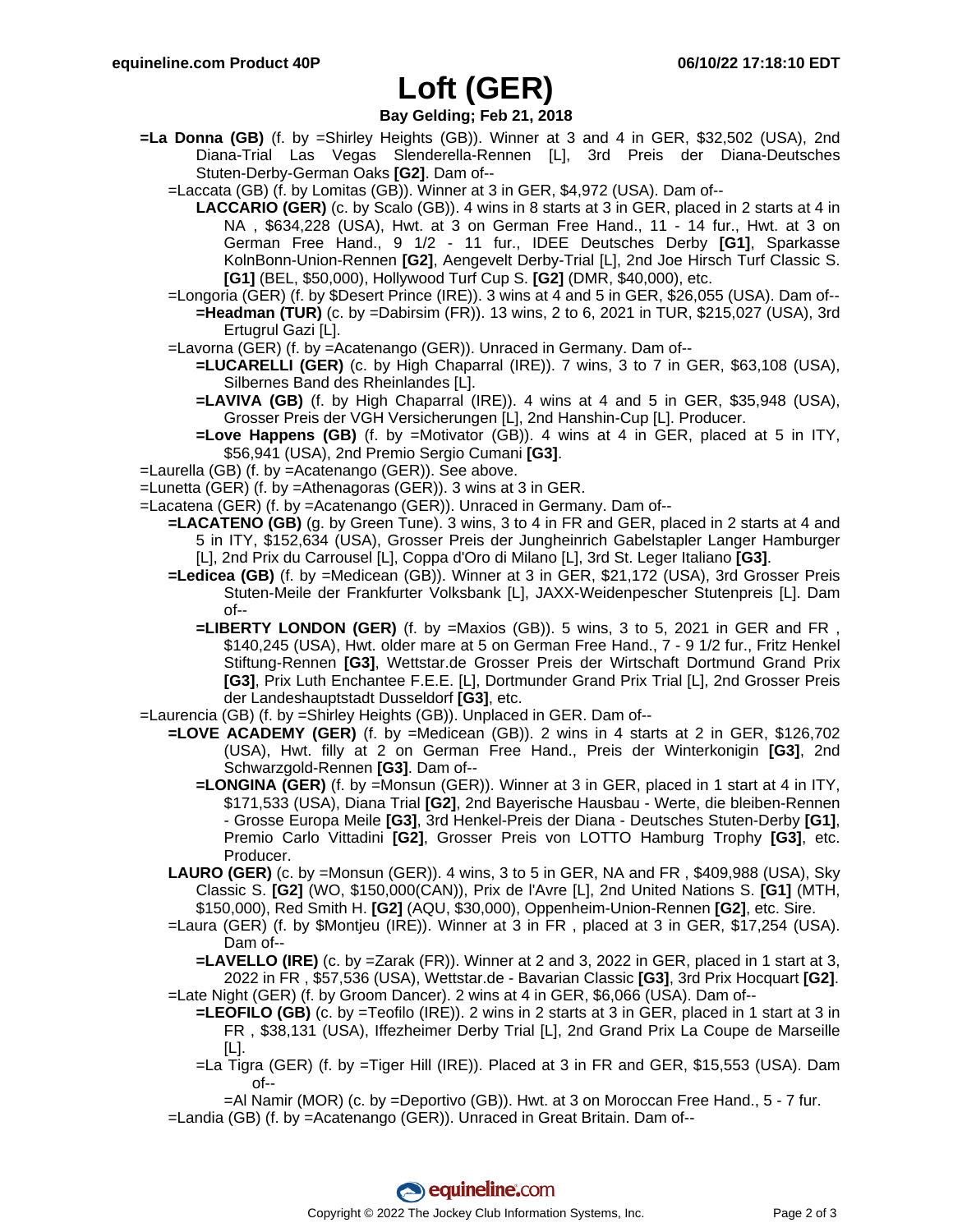# Loft (GER)

**Bay Gelding; Feb 21, 2018**

**=La Donna (GB)** (f. by =Shirley Heights (GB)). Winner at 3 and 4 in GER, $32,502 (USA), 2nd Diana-Trial Las Vegas Slenderella-Rennen [L], 3rd Preis der Diana-Deutsches Stuten-Derby-German Oaks **[G2]**. Dam of--

- =Laccata (GB) (f. by Lomitas (GB)). Winner at 3 in GER, $4,972 (USA). Dam of--
    - **LACCARIO (GER)** (c. by Scalo (GB)). 4 wins in 8 starts at 3 in GER, placed in 2 starts at 4 in NA , $634,228 (USA), Hwt. at 3 on German Free Hand., 11 - 14 fur., Hwt. at 3 on German Free Hand., 9 1/2 - 11 fur., IDEE Deutsches Derby **[G1]**, Sparkasse KolnBonn-Union-Rennen **[G2]**, Aengevelt Derby-Trial [L], 2nd Joe Hirsch Turf Classic S. **[G1]** (BEL, $50,000), Hollywood Turf Cup S. **[G2]** (DMR, $40,000), etc.
- =Longoria (GER) (f. by $Desert Prince (IRE)). 3 wins at 4 and 5 in GER, $26,055 (USA). Dam of--
    - **=Headman (TUR)** (c. by =Dabirsim (FR)). 13 wins, 2 to 6, 2021 in TUR, $215,027 (USA), 3rd Ertugrul Gazi [L].
- =Lavorna (GER) (f. by =Acatenango (GER)). Unraced in Germany. Dam of--
    - **=LUCARELLI (GER)** (c. by High Chaparral (IRE)). 7 wins, 3 to 7 in GER, $63,108 (USA), Silbernes Band des Rheinlandes [L].
    - **=LAVIVA (GB)** (f. by High Chaparral (IRE)). 4 wins at 4 and 5 in GER, $35,948 (USA), Grosser Preis der VGH Versicherungen [L], 2nd Hanshin-Cup [L]. Producer.
    - **=Love Happens (GB)** (f. by =Motivator (GB)). 4 wins at 4 in GER, placed at 5 in ITY, $56,941 (USA), 2nd Premio Sergio Cumani **[G3]**.

=Laurella (GB) (f. by =Acatenango (GER)). See above.

=Lunetta (GER) (f. by =Athenagoras (GER)). 3 wins at 3 in GER.

=Lacatena (GER) (f. by =Acatenango (GER)). Unraced in Germany. Dam of--

- **=LACATENO (GB)** (g. by Green Tune). 3 wins, 3 to 4 in FR and GER, placed in 2 starts at 4 and 5 in ITY, $152,634 (USA), Grosser Preis der Jungheinrich Gabelstapler Langer Hamburger [L], 2nd Prix du Carrousel [L], Coppa d'Oro di Milano [L], 3rd St. Leger Italiano **[G3]**.
- **=Ledicea (GB)** (f. by =Medicean (GB)). Winner at 3 in GER, $21,172 (USA), 3rd Grosser Preis Stuten-Meile der Frankfurter Volksbank [L], JAXX-Weidenpescher Stutenpreis [L]. Dam of--
    - **=LIBERTY LONDON (GER)** (f. by =Maxios (GB)). 5 wins, 3 to 5, 2021 in GER and FR , $140,245 (USA), Hwt. older mare at 5 on German Free Hand., 7 - 9 1/2 fur., Fritz Henkel Stiftung-Rennen **[G3]**, Wettstar.de Grosser Preis der Wirtschaft Dortmund Grand Prix **[G3]**, Prix Luth Enchantee F.E.E. [L], Dortmunder Grand Prix Trial [L], 2nd Grosser Preis der Landeshauptstadt Dusseldorf **[G3]**, etc.

=Laurencia (GB) (f. by =Shirley Heights (GB)). Unplaced in GER. Dam of--

- **=LOVE ACADEMY (GER)** (f. by =Medicean (GB)). 2 wins in 4 starts at 2 in GER, $126,702 (USA), Hwt. filly at 2 on German Free Hand., Preis der Winterkonigin **[G3]**, 2nd Schwarzgold-Rennen **[G3]**. Dam of--
    - **=LONGINA (GER)** (f. by =Monsun (GER)). Winner at 3 in GER, placed in 1 start at 4 in ITY, $171,533 (USA), Diana Trial **[G2]**, 2nd Bayerische Hausbau - Werte, die bleiben-Rennen - Grosse Europa Meile **[G3]**, 3rd Henkel-Preis der Diana - Deutsches Stuten-Derby **[G1]**, Premio Carlo Vittadini **[G2]**, Grosser Preis von LOTTO Hamburg Trophy **[G3]**, etc. Producer.
- **LAURO (GER)** (c. by =Monsun (GER)). 4 wins, 3 to 5 in GER, NA and FR , $409,988 (USA), Sky Classic S. **[G2]** (WO, $150,000(CAN)), Prix de l'Avre [L], 2nd United Nations S. **[G1]** (MTH, $150,000), Red Smith H. **[G2]** (AQU, $30,000), Oppenheim-Union-Rennen **[G2]**, etc. Sire.
- =Laura (GER) (f. by $Montjeu (IRE)). Winner at 3 in FR , placed at 3 in GER, $17,254 (USA). Dam of--
    - **=LAVELLO (IRE)** (c. by =Zarak (FR)). Winner at 2 and 3, 2022 in GER, placed in 1 start at 3, 2022 in FR , $57,536 (USA), Wettstar.de - Bavarian Classic **[G3]**, 3rd Prix Hocquart **[G2]**.
- =Late Night (GER) (f. by Groom Dancer). 2 wins at 4 in GER, $6,066 (USA). Dam of--
    - **=LEOFILO (GB)** (c. by =Teofilo (IRE)). 2 wins in 2 starts at 3 in GER, placed in 1 start at 3 in FR , $38,131 (USA), Iffezheimer Derby Trial [L], 2nd Grand Prix La Coupe de Marseille [L].
    - =La Tigra (GER) (f. by =Tiger Hill (IRE)). Placed at 3 in FR and GER, $15,553 (USA). Dam of--
        - =Al Namir (MOR) (c. by =Deportivo (GB)). Hwt. at 3 on Moroccan Free Hand., 5 - 7 fur.
- =Landia (GB) (f. by =Acatenango (GER)). Unraced in Great Britain. Dam of--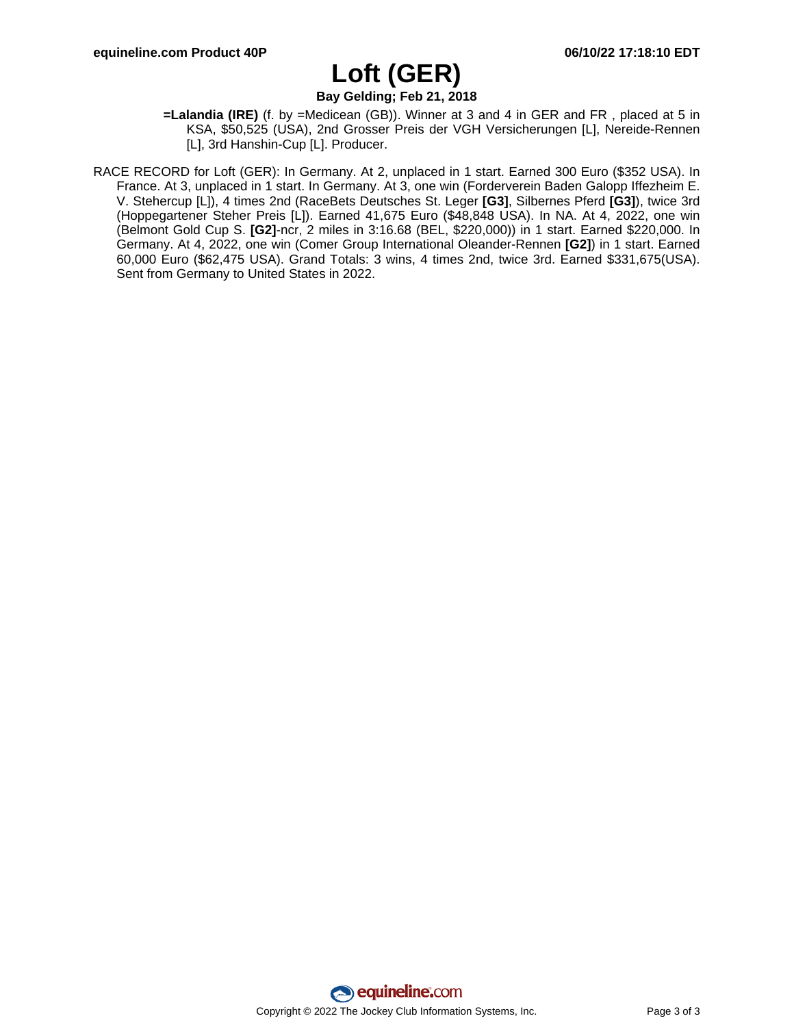# Loft (GER)

**Bay Gelding; Feb 21, 2018**

**=Lalandia (IRE)** (f. by =Medicean (GB)). Winner at 3 and 4 in GER and FR , placed at 5 in KSA, $50,525 (USA), 2nd Grosser Preis der VGH Versicherungen [L], Nereide-Rennen [L], 3rd Hanshin-Cup [L]. Producer.

RACE RECORD for Loft (GER): In Germany. At 2, unplaced in 1 start. Earned 300 Euro ($352 USA). In France. At 3, unplaced in 1 start. In Germany. At 3, one win (Forderverein Baden Galopp Iffezheim E. V. Stehercup [L]), 4 times 2nd (RaceBets Deutsches St. Leger **[G3]**, Silbernes Pferd **[G3]**), twice 3rd (Hoppegartener Steher Preis [L]). Earned 41,675 Euro ($48,848 USA). In NA. At 4, 2022, one win (Belmont Gold Cup S. **[G2]**-ncr, 2 miles in 3:16.68 (BEL, $220,000)) in 1 start. Earned $220,000. In Germany. At 4, 2022, one win (Comer Group International Oleander-Rennen **[G2]**) in 1 start. Earned 60,000 Euro ($62,475 USA). Grand Totals: 3 wins, 4 times 2nd, twice 3rd. Earned $331,675(USA). Sent from Germany to United States in 2022.